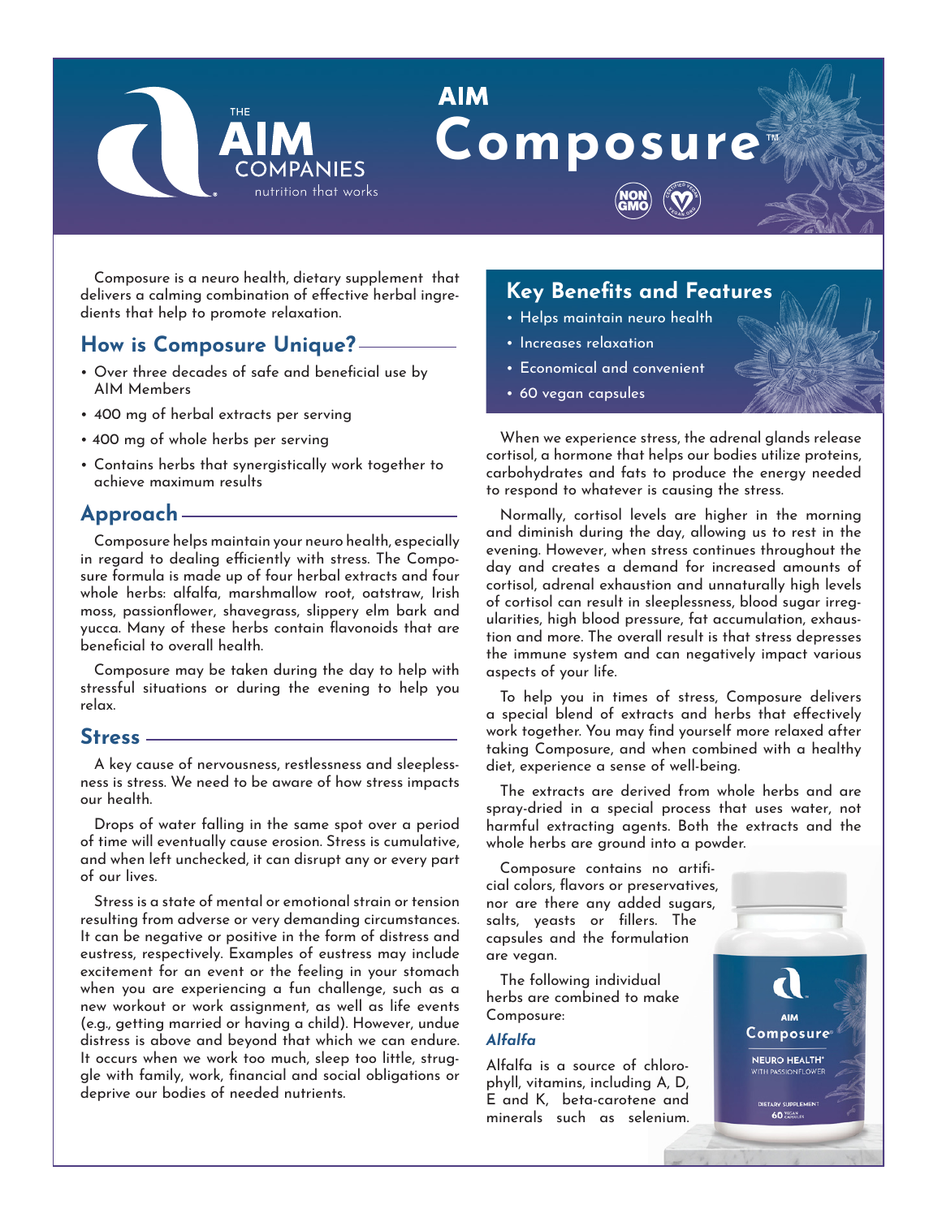# AIM Composure™

THE AIM COMPANIES — nutrition that work

NON GMO · CERTIFIED VEGAN

Composure is a neuro health, dietary supplement that delivers a calming combination of effective herbal ingredients that help to promote relaxation.

## How is Composure Unique?

- Over three decades of safe and beneficial use by AIM Members
- 400 mg of herbal extracts per serving
- 400 mg of whole herbs per serving
- Contains herbs that synergistically work together to achieve maximum results

## Approach

Composure helps maintain your neuro health, especially in regard to dealing efficiently with stress. The Composure formula is made up of four herbal extracts and four whole herbs: alfalfa, marshmallow root, oatstraw, Irish moss, passionflower, shavegrass, slippery elm bark and yucca. Many of these herbs contain flavonoids that are beneficial to overall health.

Composure may be taken during the day to help with stressful situations or during the evening to help you relax.

## Stress

A key cause of nervousness, restlessness and sleeplessness is stress. We need to be aware of how stress impacts our health.

Drops of water falling in the same spot over a period of time will eventually cause erosion. Stress is cumulative, and when left unchecked, it can disrupt any or every part of our lives.

Stress is a state of mental or emotional strain or tension resulting from adverse or very demanding circumstances. It can be negative or positive in the form of distress and eustress, respectively. Examples of eustress may include excitement for an event or the feeling in your stomach when you are experiencing a fun challenge, such as a new workout or work assignment, as well as life events (e.g., getting married or having a child). However, undue distress is above and beyond that which we can endure. It occurs when we work too much, sleep too little, struggle with family, work, financial and social obligations or deprive our bodies of needed nutrients.

## Key Benefits and Features

- Helps maintain neuro health
- Increases relaxation
- Economical and convenient
- 60 vegan capsules

When we experience stress, the adrenal glands release cortisol, a hormone that helps our bodies utilize proteins, carbohydrates and fats to produce the energy needed to respond to whatever is causing the stress.

Normally, cortisol levels are higher in the morning and diminish during the day, allowing us to rest in the evening. However, when stress continues throughout the day and creates a demand for increased amounts of cortisol, adrenal exhaustion and unnaturally high levels of cortisol can result in sleeplessness, blood sugar irregularities, high blood pressure, fat accumulation, exhaustion and more. The overall result is that stress depresses the immune system and can negatively impact various aspects of your life.

To help you in times of stress, Composure delivers a special blend of extracts and herbs that effectively work together. You may find yourself more relaxed after taking Composure, and when combined with a healthy diet, experience a sense of well-being.

The extracts are derived from whole herbs and are spray-dried in a special process that uses water, not harmful extracting agents. Both the extracts and the whole herbs are ground into a powder.

Composure contains no artificial colors, flavors or preservatives, nor are there any added sugars, salts, yeasts or fillers. The capsules and the formulation are vegan.

The following individual herbs are combined to make Composure:

### *Alfalfa*

Alfalfa is a source of chlorophyll, vitamins, including A, D, E and K, beta-carotene and minerals such as selenium.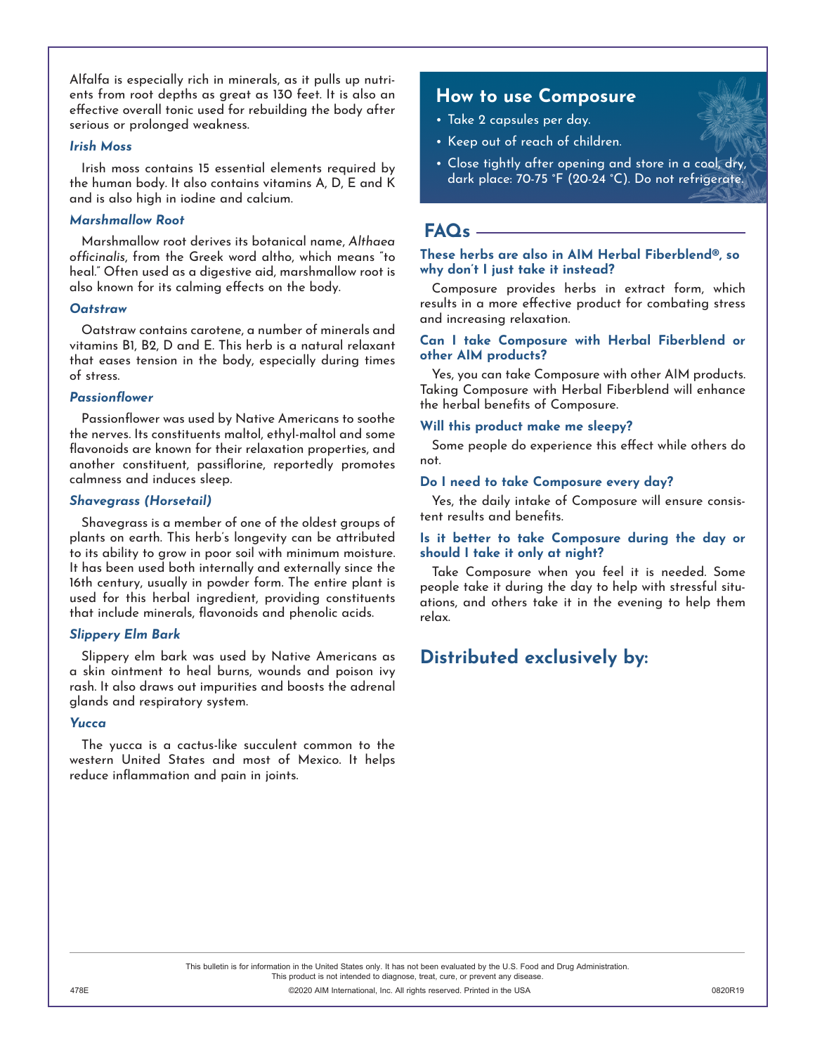Alfalfa is especially rich in minerals, as it pulls up nutrients from root depths as great as 130 feet. It is also an effective overall tonic used for rebuilding the body after serious or prolonged weakness.

### *Irish Moss*

Irish moss contains 15 essential elements required by the human body. It also contains vitamins A, D, E and K and is also high in iodine and calcium.

### *Marshmallow Root*

Marshmallow root derives its botanical name, *Althaea officinalis*, from the Greek word altho, which means "to heal." Often used as a digestive aid, marshmallow root is also known for its calming effects on the body.

### *Oatstraw*

Oatstraw contains carotene, a number of minerals and vitamins B1, B2, D and E. This herb is a natural relaxant that eases tension in the body, especially during times of stress.

### *Passionflower*

Passionflower was used by Native Americans to soothe the nerves. Its constituents maltol, ethyl-maltol and some flavonoids are known for their relaxation properties, and another constituent, passiflorine, reportedly promotes calmness and induces sleep.

### *Shavegrass (Horsetail)*

Shavegrass is a member of one of the oldest groups of plants on earth. This herb's longevity can be attributed to its ability to grow in poor soil with minimum moisture. It has been used both internally and externally since the 16th century, usually in powder form. The entire plant is used for this herbal ingredient, providing constituents that include minerals, flavonoids and phenolic acids.

### *Slippery Elm Bark*

Slippery elm bark was used by Native Americans as a skin ointment to heal burns, wounds and poison ivy rash. It also draws out impurities and boosts the adrenal glands and respiratory system.

### *Yucca*

The yucca is a cactus-like succulent common to the western United States and most of Mexico. It helps reduce inflammation and pain in joints.

## How to use Composure

- Take 2 capsules per day.
- Keep out of reach of children.
- Close tightly after opening and store in a cool, dry, dark place: 70-75 °F (20-24 °C). Do not refrigerate.

## FAQs

**These herbs are also in AIM Herbal Fiberblend®, so why don't I just take it instead?**

Composure provides herbs in extract form, which results in a more effective product for combating stress and increasing relaxation.

**Can I take Composure with Herbal Fiberblend or other AIM products?**

Yes, you can take Composure with other AIM products. Taking Composure with Herbal Fiberblend will enhance the herbal benefits of Composure.

**Will this product make me sleepy?**

Some people do experience this effect while others do not.

**Do I need to take Composure every day?**

Yes, the daily intake of Composure will ensure consistent results and benefits.

**Is it better to take Composure during the day or should I take it only at night?**

Take Composure when you feel it is needed. Some people take it during the day to help with stressful situations, and others take it in the evening to help them relax.

## Distributed exclusively by:

This bulletin is for information in the United States only. It has not been evaluated by the U.S. Food and Drug Administration.
This product is not intended to diagnose, treat, cure, or prevent any disease.

478E ©2020 AIM International, Inc. All rights reserved. Printed in the USA 0820R19